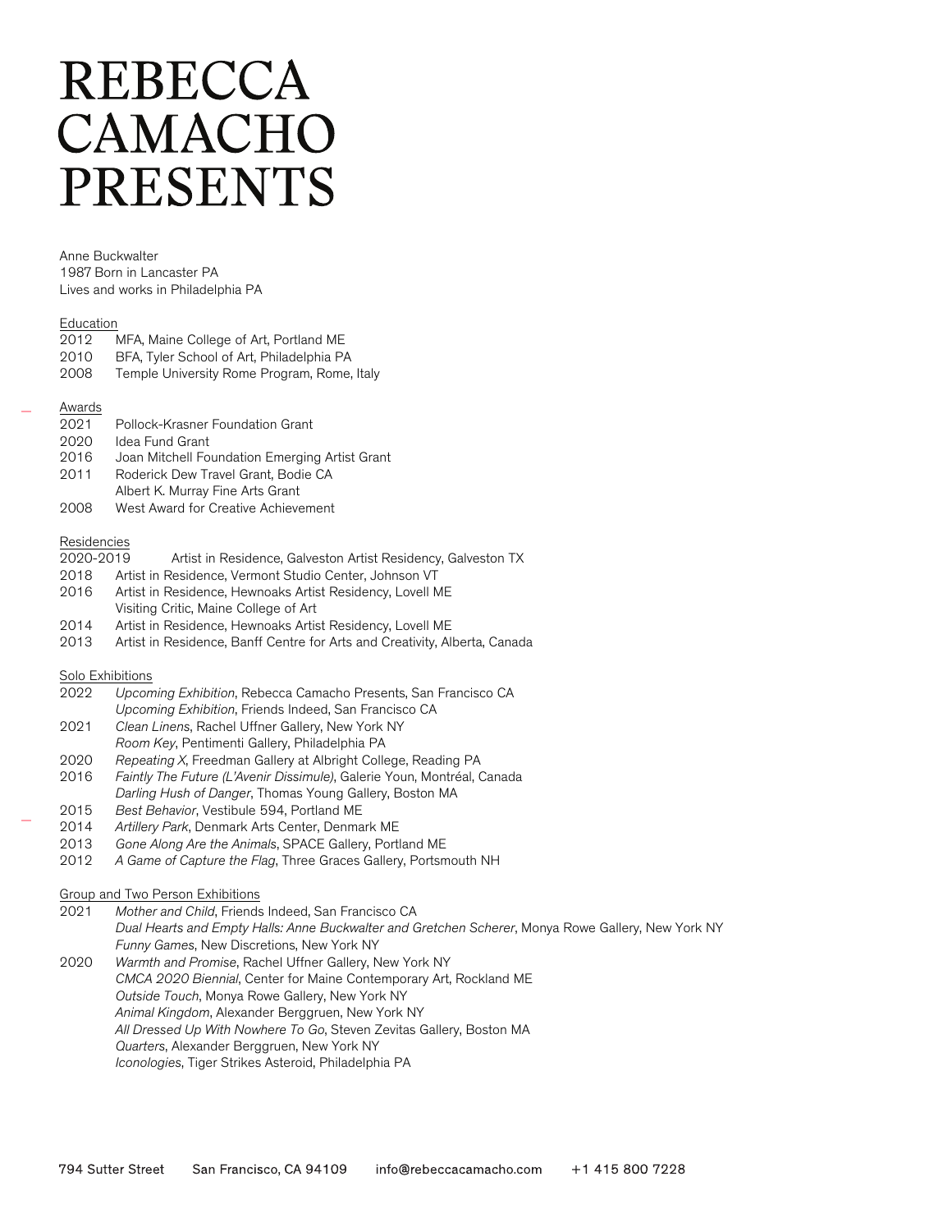# REBECCA CAMACHO PRESENTS

Anne Buckwalter
1987 Born in Lancaster PA
Lives and works in Philadelphia PA

## Education

2012 MFA, Maine College of Art, Portland ME
2010 BFA, Tyler School of Art, Philadelphia PA
2008 Temple University Rome Program, Rome, Italy

## Awards

2021 Pollock-Krasner Foundation Grant
2020 Idea Fund Grant
2016 Joan Mitchell Foundation Emerging Artist Grant
2011 Roderick Dew Travel Grant, Bodie CA
Albert K. Murray Fine Arts Grant
2008 West Award for Creative Achievement

## Residencies

2020-2019 Artist in Residence, Galveston Artist Residency, Galveston TX
2018 Artist in Residence, Vermont Studio Center, Johnson VT
2016 Artist in Residence, Hewnoaks Artist Residency, Lovell ME
Visiting Critic, Maine College of Art
2014 Artist in Residence, Hewnoaks Artist Residency, Lovell ME
2013 Artist in Residence, Banff Centre for Arts and Creativity, Alberta, Canada

## Solo Exhibitions

2022 *Upcoming Exhibition*, Rebecca Camacho Presents, San Francisco CA
*Upcoming Exhibition*, Friends Indeed, San Francisco CA
2021 *Clean Linens*, Rachel Uffner Gallery, New York NY
*Room Key*, Pentimenti Gallery, Philadelphia PA
2020 *Repeating X*, Freedman Gallery at Albright College, Reading PA
2016 *Faintly The Future (L'Avenir Dissimule)*, Galerie Youn, Montréal, Canada
*Darling Hush of Danger*, Thomas Young Gallery, Boston MA
2015 *Best Behavior*, Vestibule 594, Portland ME
2014 *Artillery Park*, Denmark Arts Center, Denmark ME
2013 *Gone Along Are the Animals*, SPACE Gallery, Portland ME
2012 *A Game of Capture the Flag*, Three Graces Gallery, Portsmouth NH

## Group and Two Person Exhibitions

2021 *Mother and Child*, Friends Indeed, San Francisco CA
*Dual Hearts and Empty Halls: Anne Buckwalter and Gretchen Scherer*, Monya Rowe Gallery, New York NY
*Funny Games*, New Discretions, New York NY
2020 *Warmth and Promise*, Rachel Uffner Gallery, New York NY
*CMCA 2020 Biennial*, Center for Maine Contemporary Art, Rockland ME
*Outside Touch*, Monya Rowe Gallery, New York NY
*Animal Kingdom*, Alexander Berggruen, New York NY
*All Dressed Up With Nowhere To Go*, Steven Zevitas Gallery, Boston MA
*Quarters*, Alexander Berggruen, New York NY
*Iconologies*, Tiger Strikes Asteroid, Philadelphia PA

794 Sutter Street San Francisco, CA 94109 info@rebeccacamacho.com +1 415 800 7228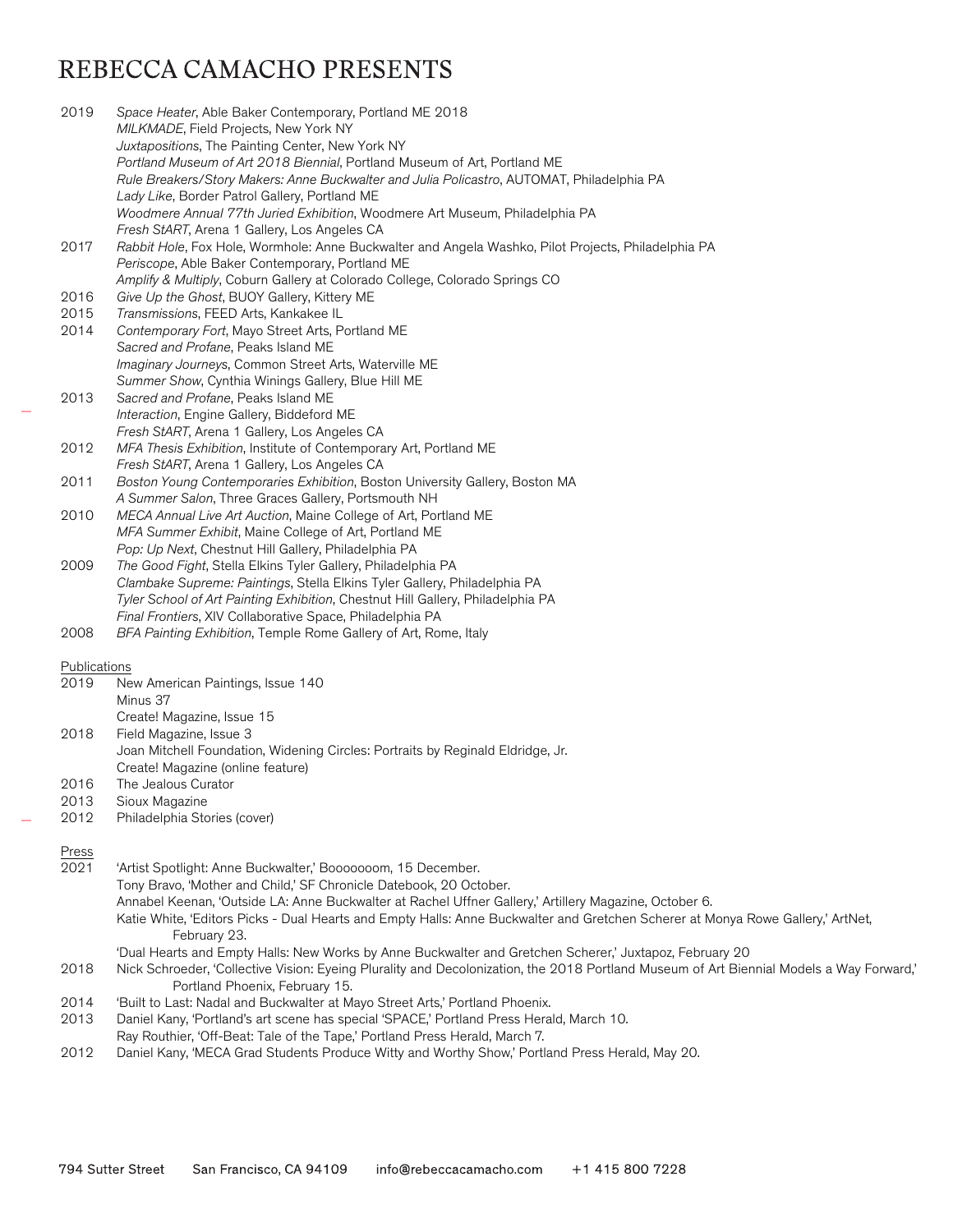# REBECCA CAMACHO PRESENTS

2019 *Space Heater*, Able Baker Contemporary, Portland ME 2018
*MILKMADE*, Field Projects, New York NY
*Juxtapositions*, The Painting Center, New York NY
*Portland Museum of Art 2018 Biennial*, Portland Museum of Art, Portland ME
*Rule Breakers/Story Makers: Anne Buckwalter and Julia Policastro*, AUTOMAT, Philadelphia PA
*Lady Like*, Border Patrol Gallery, Portland ME
*Woodmere Annual 77th Juried Exhibition*, Woodmere Art Museum, Philadelphia PA
*Fresh StART*, Arena 1 Gallery, Los Angeles CA

2017 *Rabbit Hole*, Fox Hole, Wormhole: Anne Buckwalter and Angela Washko, Pilot Projects, Philadelphia PA
*Periscope*, Able Baker Contemporary, Portland ME
*Amplify & Multiply*, Coburn Gallery at Colorado College, Colorado Springs CO

2016 *Give Up the Ghost*, BUOY Gallery, Kittery ME

2015 *Transmissions*, FEED Arts, Kankakee IL

2014 *Contemporary Fort*, Mayo Street Arts, Portland ME
*Sacred and Profane*, Peaks Island ME
*Imaginary Journeys*, Common Street Arts, Waterville ME
*Summer Show*, Cynthia Winings Gallery, Blue Hill ME

2013 *Sacred and Profane*, Peaks Island ME
*Interaction*, Engine Gallery, Biddeford ME
*Fresh StART*, Arena 1 Gallery, Los Angeles CA

2012 *MFA Thesis Exhibition*, Institute of Contemporary Art, Portland ME
*Fresh StART*, Arena 1 Gallery, Los Angeles CA

2011 *Boston Young Contemporaries Exhibition*, Boston University Gallery, Boston MA
*A Summer Salon*, Three Graces Gallery, Portsmouth NH

2010 *MECA Annual Live Art Auction*, Maine College of Art, Portland ME
*MFA Summer Exhibit*, Maine College of Art, Portland ME
*Pop: Up Next*, Chestnut Hill Gallery, Philadelphia PA

2009 *The Good Fight*, Stella Elkins Tyler Gallery, Philadelphia PA
*Clambake Supreme: Paintings*, Stella Elkins Tyler Gallery, Philadelphia PA
*Tyler School of Art Painting Exhibition*, Chestnut Hill Gallery, Philadelphia PA
*Final Frontiers*, XIV Collaborative Space, Philadelphia PA

2008 *BFA Painting Exhibition*, Temple Rome Gallery of Art, Rome, Italy

## Publications

2019 New American Paintings, Issue 140
Minus 37
Create! Magazine, Issue 15

2018 Field Magazine, Issue 3
Joan Mitchell Foundation, Widening Circles: Portraits by Reginald Eldridge, Jr.
Create! Magazine (online feature)

2016 The Jealous Curator

2013 Sioux Magazine

2012 Philadelphia Stories (cover)

## Press

2021 'Artist Spotlight: Anne Buckwalter,' Booooooom, 15 December.
Tony Bravo, 'Mother and Child,' SF Chronicle Datebook, 20 October.
Annabel Keenan, 'Outside LA: Anne Buckwalter at Rachel Uffner Gallery,' Artillery Magazine, October 6.
Katie White, 'Editors Picks - Dual Hearts and Empty Halls: Anne Buckwalter and Gretchen Scherer at Monya Rowe Gallery,' ArtNet, February 23.
'Dual Hearts and Empty Halls: New Works by Anne Buckwalter and Gretchen Scherer,' Juxtapoz, February 20

2018 Nick Schroeder, 'Collective Vision: Eyeing Plurality and Decolonization, the 2018 Portland Museum of Art Biennial Models a Way Forward,' Portland Phoenix, February 15.

2014 'Built to Last: Nadal and Buckwalter at Mayo Street Arts,' Portland Phoenix.

2013 Daniel Kany, 'Portland's art scene has special 'SPACE,' Portland Press Herald, March 10.
Ray Routhier, 'Off-Beat: Tale of the Tape,' Portland Press Herald, March 7.

2012 Daniel Kany, 'MECA Grad Students Produce Witty and Worthy Show,' Portland Press Herald, May 20.